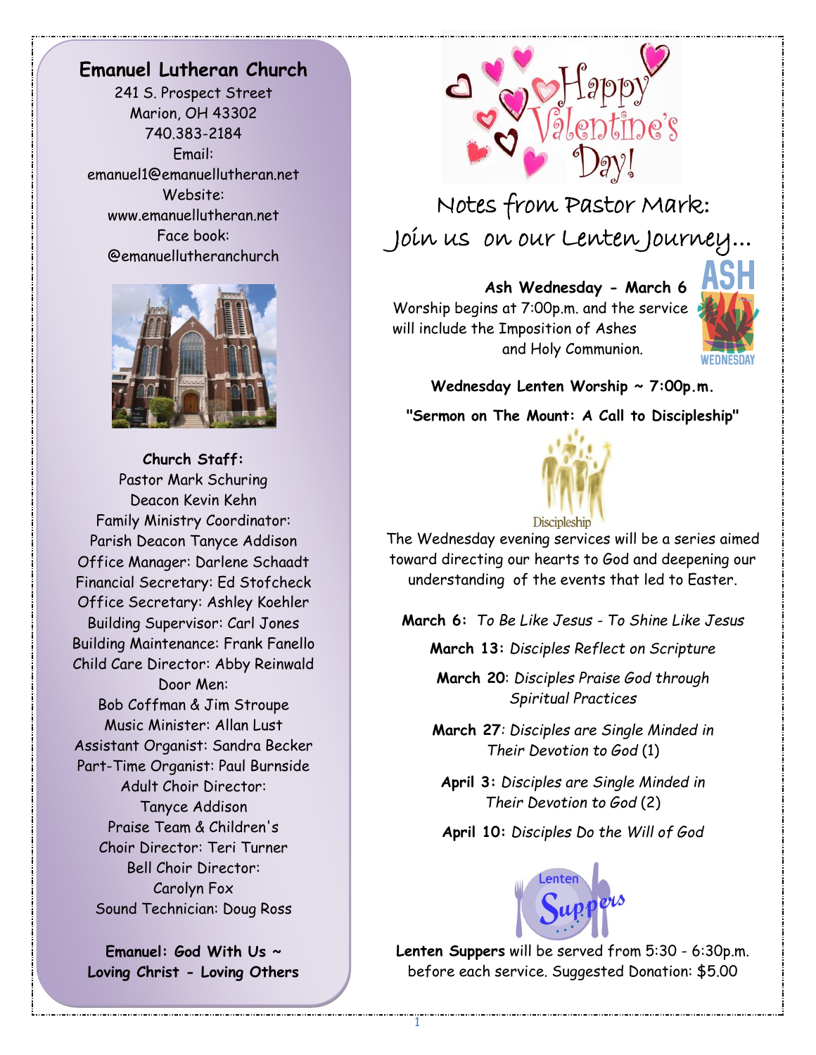## Emanuel Lutheran Church

241 S. Prospect Street
Marion, OH 43302
740.383-2184
Email:
emanuel1@emanuellutheran.net
Website:
www.emanuellutheran.net
Face book:
@emanuellutheranchurch

**Church Staff:**

Pastor Mark Schuring
Deacon Kevin Kehn
Family Ministry Coordinator:
Parish Deacon Tanyce Addison
Office Manager: Darlene Schaadt
Financial Secretary: Ed Stofcheck
Office Secretary: Ashley Koehler
Building Supervisor: Carl Jones
Building Maintenance: Frank Fanello
Child Care Director: Abby Reinwald
Door Men:
Bob Coffman & Jim Stroupe
Music Minister: Allan Lust
Assistant Organist: Sandra Becker
Part-Time Organist: Paul Burnside
Adult Choir Director:
Tanyce Addison
Praise Team & Children's
Choir Director: Teri Turner
Bell Choir Director:
Carolyn Fox
Sound Technician: Doug Ross

**Emanuel: God With Us ~ Loving Christ - Loving Others**

Happy Valentine's Day!

## Notes from Pastor Mark: Join us on our Lenten Journey...

**Ash Wednesday - March 6**
Worship begins at 7:00p.m. and the service will include the Imposition of Ashes and Holy Communion.

**Wednesday Lenten Worship ~ 7:00p.m.**

**"Sermon on The Mount: A Call to Discipleship"**

The Wednesday evening services will be a series aimed toward directing our hearts to God and deepening our understanding of the events that led to Easter.

**March 6:** *To Be Like Jesus - To Shine Like Jesus*

**March 13:** *Disciples Reflect on Scripture*

**March 20**: *Disciples Praise God through Spiritual Practices*

**March 27**: *Disciples are Single Minded in Their Devotion to God* (1)

**April 3:** *Disciples are Single Minded in Their Devotion to God* (2)

**April 10:** *Disciples Do the Will of God*

**Lenten Suppers** will be served from 5:30 - 6:30p.m. before each service. Suggested Donation: $5.00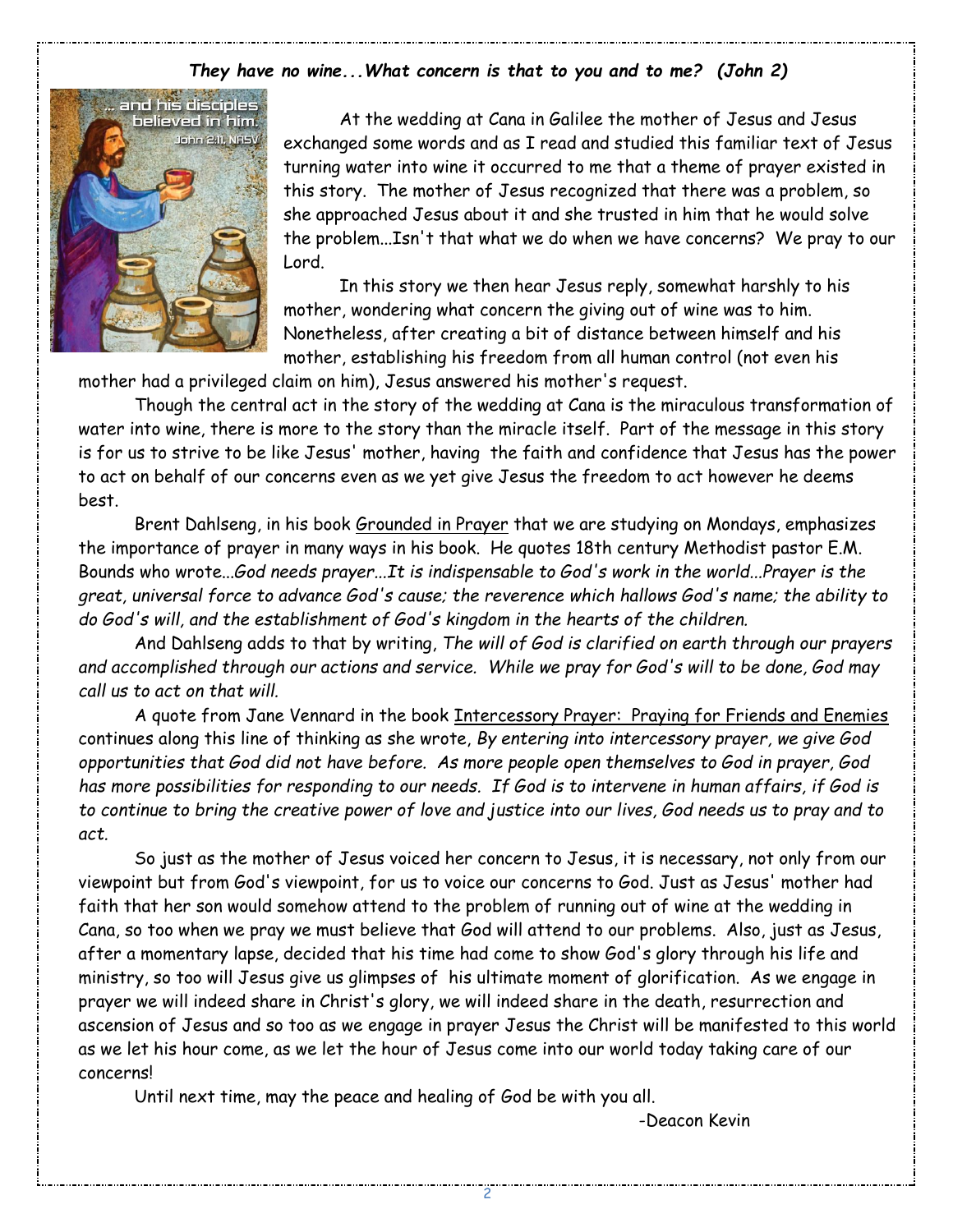***They have no wine...What concern is that to you and to me? (John 2)***

At the wedding at Cana in Galilee the mother of Jesus and Jesus exchanged some words and as I read and studied this familiar text of Jesus turning water into wine it occurred to me that a theme of prayer existed in this story. The mother of Jesus recognized that there was a problem, so she approached Jesus about it and she trusted in him that he would solve the problem...Isn't that what we do when we have concerns? We pray to our Lord.

In this story we then hear Jesus reply, somewhat harshly to his mother, wondering what concern the giving out of wine was to him. Nonetheless, after creating a bit of distance between himself and his mother, establishing his freedom from all human control (not even his mother had a privileged claim on him), Jesus answered his mother's request.

Though the central act in the story of the wedding at Cana is the miraculous transformation of water into wine, there is more to the story than the miracle itself. Part of the message in this story is for us to strive to be like Jesus' mother, having the faith and confidence that Jesus has the power to act on behalf of our concerns even as we yet give Jesus the freedom to act however he deems best.

Brent Dahlseng, in his book Grounded in Prayer that we are studying on Mondays, emphasizes the importance of prayer in many ways in his book. He quotes 18th century Methodist pastor E.M. Bounds who wrote...*God needs prayer...It is indispensable to God's work in the world...Prayer is the great, universal force to advance God's cause; the reverence which hallows God's name; the ability to do God's will, and the establishment of God's kingdom in the hearts of the children.*

And Dahlseng adds to that by writing, *The will of God is clarified on earth through our prayers and accomplished through our actions and service. While we pray for God's will to be done, God may call us to act on that will.*

A quote from Jane Vennard in the book Intercessory Prayer: Praying for Friends and Enemies continues along this line of thinking as she wrote, *By entering into intercessory prayer, we give God opportunities that God did not have before. As more people open themselves to God in prayer, God has more possibilities for responding to our needs. If God is to intervene in human affairs, if God is to continue to bring the creative power of love and justice into our lives, God needs us to pray and to act.*

So just as the mother of Jesus voiced her concern to Jesus, it is necessary, not only from our viewpoint but from God's viewpoint, for us to voice our concerns to God. Just as Jesus' mother had faith that her son would somehow attend to the problem of running out of wine at the wedding in Cana, so too when we pray we must believe that God will attend to our problems. Also, just as Jesus, after a momentary lapse, decided that his time had come to show God's glory through his life and ministry, so too will Jesus give us glimpses of his ultimate moment of glorification. As we engage in prayer we will indeed share in Christ's glory, we will indeed share in the death, resurrection and ascension of Jesus and so too as we engage in prayer Jesus the Christ will be manifested to this world as we let his hour come, as we let the hour of Jesus come into our world today taking care of our concerns!

Until next time, may the peace and healing of God be with you all.

-Deacon Kevin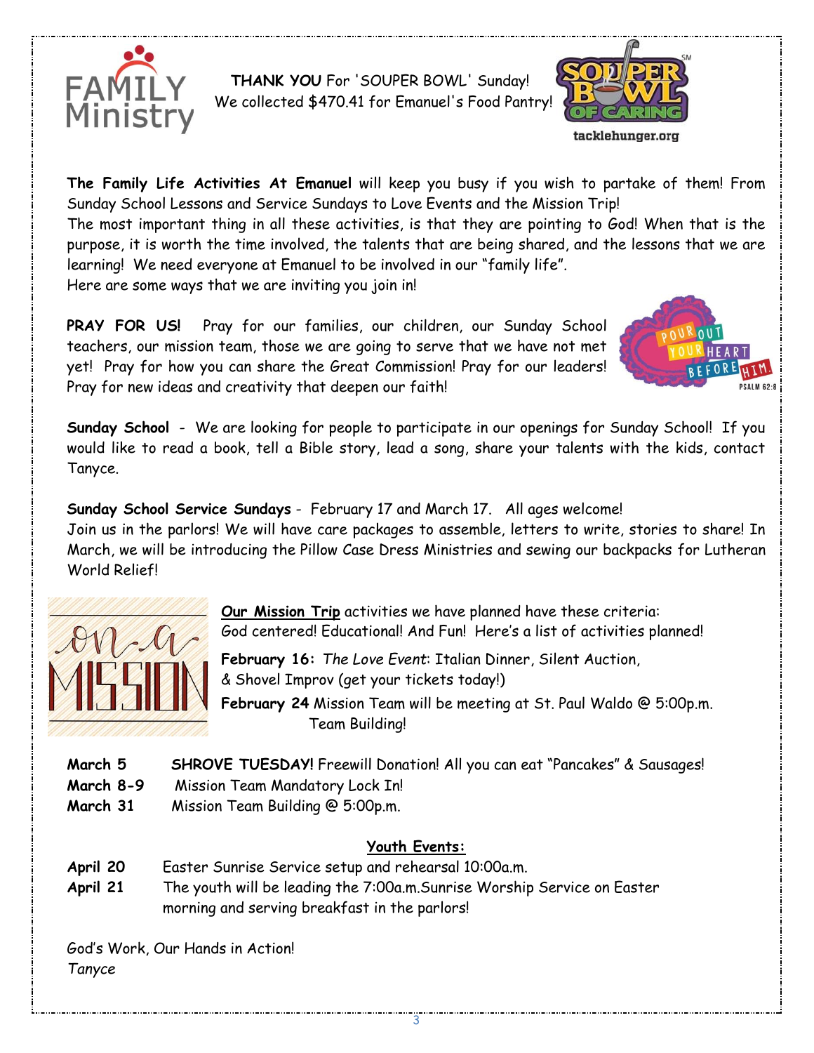**THANK YOU** For 'SOUPER BOWL' Sunday!
We collected $470.41 for Emanuel's Food Pantry!

**The Family Life Activities At Emanuel** will keep you busy if you wish to partake of them! From Sunday School Lessons and Service Sundays to Love Events and the Mission Trip!
The most important thing in all these activities, is that they are pointing to God! When that is the purpose, it is worth the time involved, the talents that are being shared, and the lessons that we are learning! We need everyone at Emanuel to be involved in our "family life".
Here are some ways that we are inviting you join in!

**PRAY FOR US!** Pray for our families, our children, our Sunday School teachers, our mission team, those we are going to serve that we have not met yet! Pray for how you can share the Great Commission! Pray for our leaders! Pray for new ideas and creativity that deepen our faith!

**Sunday School** - We are looking for people to participate in our openings for Sunday School! If you would like to read a book, tell a Bible story, lead a song, share your talents with the kids, contact Tanyce.

**Sunday School Service Sundays** - February 17 and March 17. All ages welcome!
Join us in the parlors! We will have care packages to assemble, letters to write, stories to share! In March, we will be introducing the Pillow Case Dress Ministries and sewing our backpacks for Lutheran World Relief!

**Our Mission Trip** activities we have planned have these criteria:
God centered! Educational! And Fun! Here's a list of activities planned!

**February 16:** *The Love Event*: Italian Dinner, Silent Auction, & Shovel Improv (get your tickets today!)

**February 24** Mission Team will be meeting at St. Paul Waldo @ 5:00p.m. Team Building!

**March 5** **SHROVE TUESDAY!** Freewill Donation! All you can eat "Pancakes" & Sausages!
**March 8-9** Mission Team Mandatory Lock In!
**March 31** Mission Team Building @ 5:00p.m.

## Youth Events:

**April 20** Easter Sunrise Service setup and rehearsal 10:00a.m.
**April 21** The youth will be leading the 7:00a.m.Sunrise Worship Service on Easter morning and serving breakfast in the parlors!

God's Work, Our Hands in Action!
*Tanyce*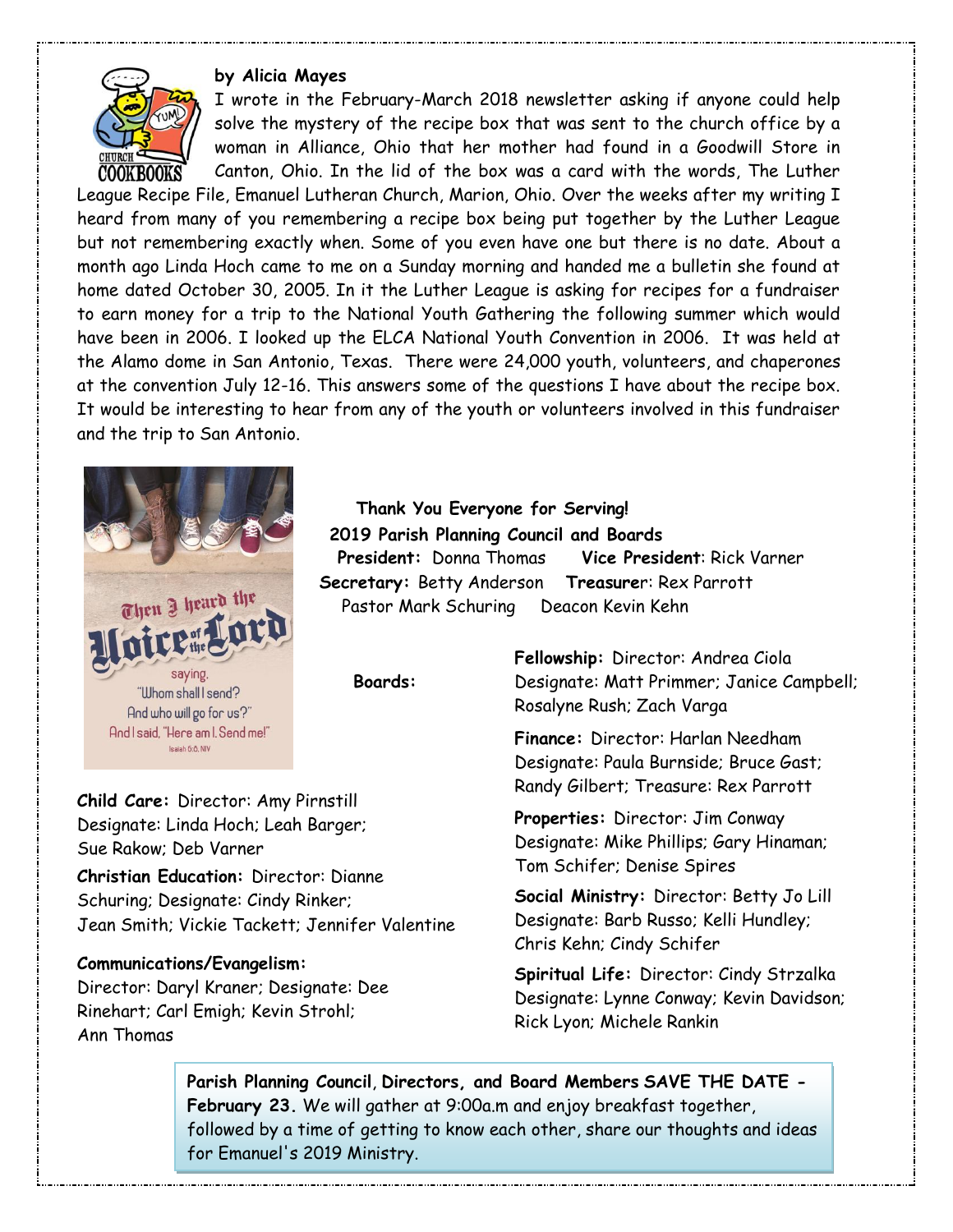**by Alicia Mayes**

I wrote in the February-March 2018 newsletter asking if anyone could help solve the mystery of the recipe box that was sent to the church office by a woman in Alliance, Ohio that her mother had found in a Goodwill Store in Canton, Ohio. In the lid of the box was a card with the words, The Luther League Recipe File, Emanuel Lutheran Church, Marion, Ohio. Over the weeks after my writing I heard from many of you remembering a recipe box being put together by the Luther League but not remembering exactly when. Some of you even have one but there is no date. About a month ago Linda Hoch came to me on a Sunday morning and handed me a bulletin she found at home dated October 30, 2005. In it the Luther League is asking for recipes for a fundraiser to earn money for a trip to the National Youth Gathering the following summer which would have been in 2006. I looked up the ELCA National Youth Convention in 2006. It was held at the Alamo dome in San Antonio, Texas. There were 24,000 youth, volunteers, and chaperones at the convention July 12-16. This answers some of the questions I have about the recipe box. It would be interesting to hear from any of the youth or volunteers involved in this fundraiser and the trip to San Antonio.

**Thank You Everyone for Serving!**

**2019 Parish Planning Council and Boards**

**President:** Donna Thomas **Vice President**: Rick Varner

**Secretary:** Betty Anderson **Treasure**r: Rex Parrott

Pastor Mark Schuring Deacon Kevin Kehn

**Boards:**

**Child Care:** Director: Amy Pirnstill
Designate: Linda Hoch; Leah Barger; Sue Rakow; Deb Varner

**Christian Education:** Director: Dianne Schuring; Designate: Cindy Rinker; Jean Smith; Vickie Tackett; Jennifer Valentine

**Communications/Evangelism:**
Director: Daryl Kraner; Designate: Dee Rinehart; Carl Emigh; Kevin Strohl; Ann Thomas

**Fellowship:** Director: Andrea Ciola
Designate: Matt Primmer; Janice Campbell; Rosalyne Rush; Zach Varga

**Finance:** Director: Harlan Needham
Designate: Paula Burnside; Bruce Gast; Randy Gilbert; Treasure: Rex Parrott

**Properties:** Director: Jim Conway
Designate: Mike Phillips; Gary Hinaman; Tom Schifer; Denise Spires

**Social Ministry:** Director: Betty Jo Lill
Designate: Barb Russo; Kelli Hundley; Chris Kehn; Cindy Schifer

**Spiritual Life:** Director: Cindy Strzalka
Designate: Lynne Conway; Kevin Davidson; Rick Lyon; Michele Rankin

**Parish Planning Council**, **Directors, and Board Members SAVE THE DATE - February 23.** We will gather at 9:00a.m and enjoy breakfast together, followed by a time of getting to know each other, share our thoughts and ideas for Emanuel's 2019 Ministry.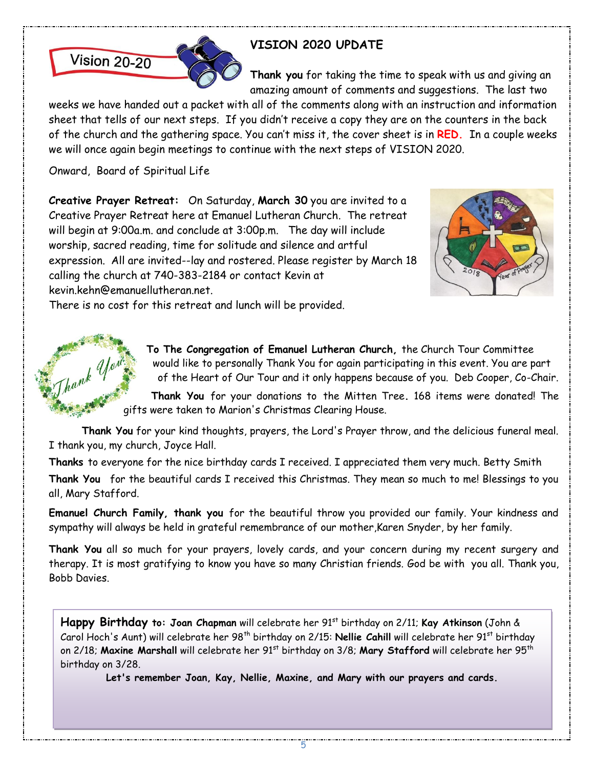## VISION 2020 UPDATE

**Thank you** for taking the time to speak with us and giving an amazing amount of comments and suggestions. The last two weeks we have handed out a packet with all of the comments along with an instruction and information sheet that tells of our next steps. If you didn't receive a copy they are on the counters in the back of the church and the gathering space. You can't miss it, the cover sheet is in **RED.** In a couple weeks we will once again begin meetings to continue with the next steps of VISION 2020.

Onward, Board of Spiritual Life

**Creative Prayer Retreat:** On Saturday, **March 30** you are invited to a Creative Prayer Retreat here at Emanuel Lutheran Church. The retreat will begin at 9:00a.m. and conclude at 3:00p.m. The day will include worship, sacred reading, time for solitude and silence and artful expression. All are invited--lay and rostered. Please register by March 18 calling the church at 740-383-2184 or contact Kevin at kevin.kehn@emanuellutheran.net.
There is no cost for this retreat and lunch will be provided.

**To The Congregation of Emanuel Lutheran Church,** the Church Tour Committee would like to personally Thank You for again participating in this event. You are part of the Heart of Our Tour and it only happens because of you. Deb Cooper, Co-Chair.

**Thank You** for your donations to the Mitten Tree. 168 items were donated! The gifts were taken to Marion's Christmas Clearing House.

**Thank You** for your kind thoughts, prayers, the Lord's Prayer throw, and the delicious funeral meal. I thank you, my church, Joyce Hall.

**Thanks** to everyone for the nice birthday cards I received. I appreciated them very much. Betty Smith

**Thank You** for the beautiful cards I received this Christmas. They mean so much to me! Blessings to you all, Mary Stafford.

**Emanuel Church Family, thank you** for the beautiful throw you provided our family. Your kindness and sympathy will always be held in grateful remembrance of our mother,Karen Snyder, by her family.

**Thank You** all so much for your prayers, lovely cards, and your concern during my recent surgery and therapy. It is most gratifying to know you have so many Christian friends. God be with you all. Thank you, Bobb Davies.

**Happy Birthday to: Joan Chapman** will celebrate her 91st birthday on 2/11; **Kay Atkinson** (John & Carol Hoch's Aunt) will celebrate her 98th birthday on 2/15: **Nellie Cahill** will celebrate her 91st birthday on 2/18; **Maxine Marshall** will celebrate her 91st birthday on 3/8; **Mary Stafford** will celebrate her 95th birthday on 3/28.

**Let's remember Joan, Kay, Nellie, Maxine, and Mary with our prayers and cards.**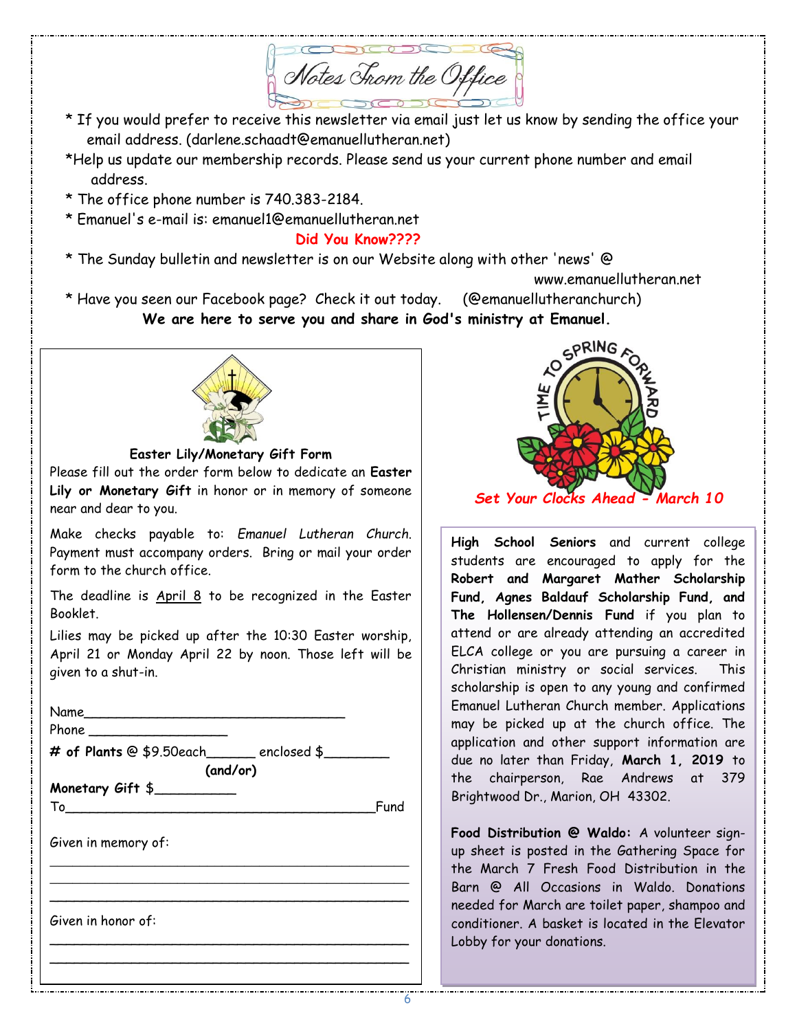# Notes From the Office

* If you would prefer to receive this newsletter via email just let us know by sending the office your email address. (darlene.schaadt@emanuellutheran.net)
* Help us update our membership records. Please send us your current phone number and email address.
* The office phone number is 740.383-2184.
* Emanuel's e-mail is: emanuel1@emanuellutheran.net

**Did You Know????**

* The Sunday bulletin and newsletter is on our Website along with other 'news' @ www.emanuellutheran.net
* Have you seen our Facebook page? Check it out today. (@emanuellutheranchurch)

**We are here to serve you and share in God's ministry at Emanuel.**

**Easter Lily/Monetary Gift Form**

Please fill out the order form below to dedicate an **Easter Lily or Monetary Gift** in honor or in memory of someone near and dear to you.

Make checks payable to: *Emanuel Lutheran Church*. Payment must accompany orders. Bring or mail your order form to the church office.

The deadline is April 8 to be recognized in the Easter Booklet.

Lilies may be picked up after the 10:30 Easter worship, April 21 or Monday April 22 by noon. Those left will be given to a shut-in.

Name_________________________________

Phone _________________

**# of Plants** @ $9.50each______ enclosed $________

**(and/or)**

**Monetary Gift** $__________

To________________________________________Fund

Given in memory of:

_____________________________________________

_____________________________________________

_____________________________________________

Given in honor of:

_____________________________________________

_____________________________________________

TIME TO SPRING FORWARD

***Set Your Clocks Ahead - March 10***

**High School Seniors** and current college students are encouraged to apply for the **Robert and Margaret Mather Scholarship Fund, Agnes Baldauf Scholarship Fund, and The Hollensen/Dennis Fund** if you plan to attend or are already attending an accredited ELCA college or you are pursuing a career in Christian ministry or social services. This scholarship is open to any young and confirmed Emanuel Lutheran Church member. Applications may be picked up at the church office. The application and other support information are due no later than Friday, **March 1, 2019** to the chairperson, Rae Andrews at 379 Brightwood Dr., Marion, OH 43302.

**Food Distribution @ Waldo:** A volunteer sign-up sheet is posted in the Gathering Space for the March 7 Fresh Food Distribution in the Barn @ All Occasions in Waldo. Donations needed for March are toilet paper, shampoo and conditioner. A basket is located in the Elevator Lobby for your donations.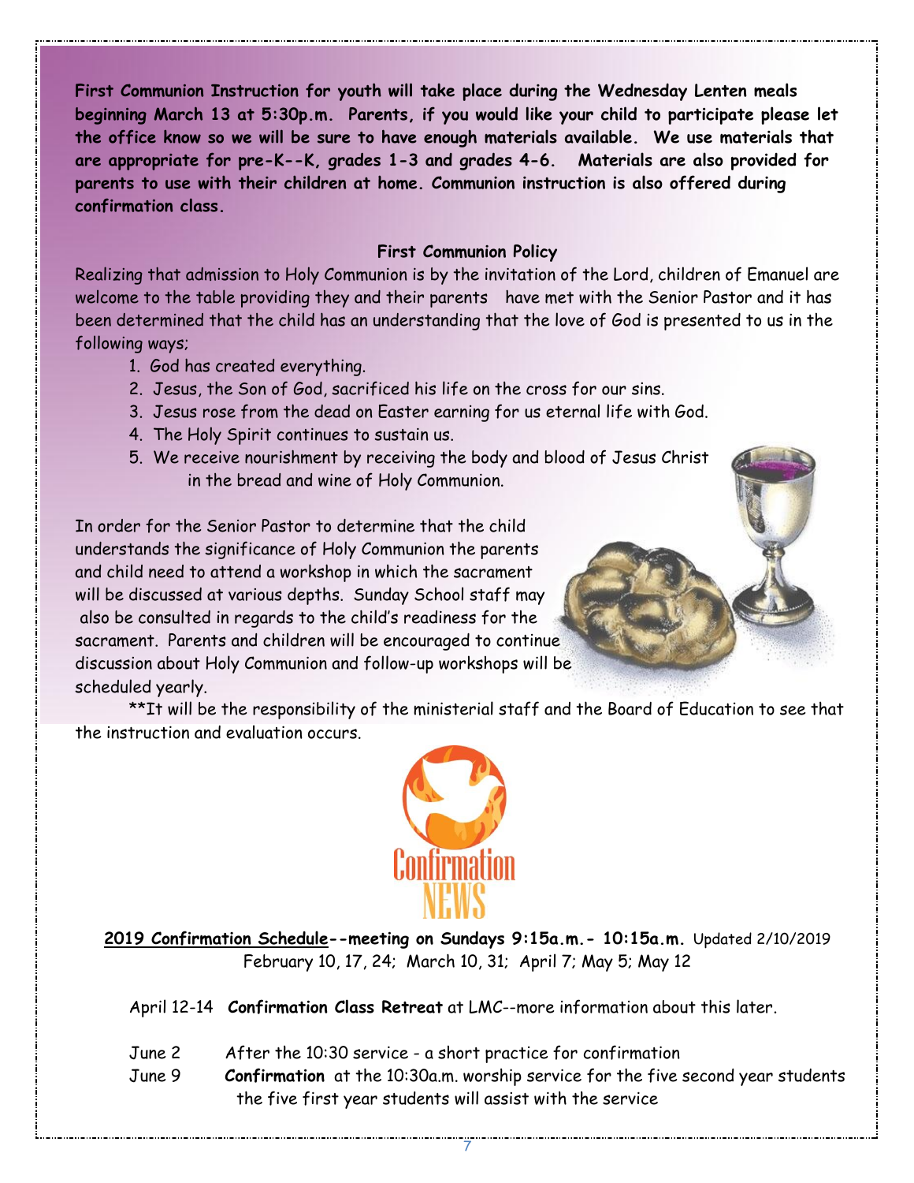**First Communion Instruction for youth will take place during the Wednesday Lenten meals beginning March 13 at 5:30p.m. Parents, if you would like your child to participate please let the office know so we will be sure to have enough materials available. We use materials that are appropriate for pre-K--K, grades 1-3 and grades 4-6. Materials are also provided for parents to use with their children at home. Communion instruction is also offered during confirmation class.**

## First Communion Policy

Realizing that admission to Holy Communion is by the invitation of the Lord, children of Emanuel are welcome to the table providing they and their parents have met with the Senior Pastor and it has been determined that the child has an understanding that the love of God is presented to us in the following ways;

1. God has created everything.
2. Jesus, the Son of God, sacrificed his life on the cross for our sins.
3. Jesus rose from the dead on Easter earning for us eternal life with God.
4. The Holy Spirit continues to sustain us.
5. We receive nourishment by receiving the body and blood of Jesus Christ in the bread and wine of Holy Communion.

In order for the Senior Pastor to determine that the child understands the significance of Holy Communion the parents and child need to attend a workshop in which the sacrament will be discussed at various depths. Sunday School staff may also be consulted in regards to the child's readiness for the sacrament. Parents and children will be encouraged to continue discussion about Holy Communion and follow-up workshops will be scheduled yearly.

**It will be the responsibility of the ministerial staff and the Board of Education to see that the instruction and evaluation occurs.

Confirmation NEWS

**2019 Confirmation Schedule--meeting on Sundays 9:15a.m.- 10:15a.m.** Updated 2/10/2019
February 10, 17, 24; March 10, 31; April 7; May 5; May 12

April 12-14 **Confirmation Class Retreat** at LMC--more information about this later.

June 2 After the 10:30 service - a short practice for confirmation

June 9 **Confirmation** at the 10:30a.m. worship service for the five second year students the five first year students will assist with the service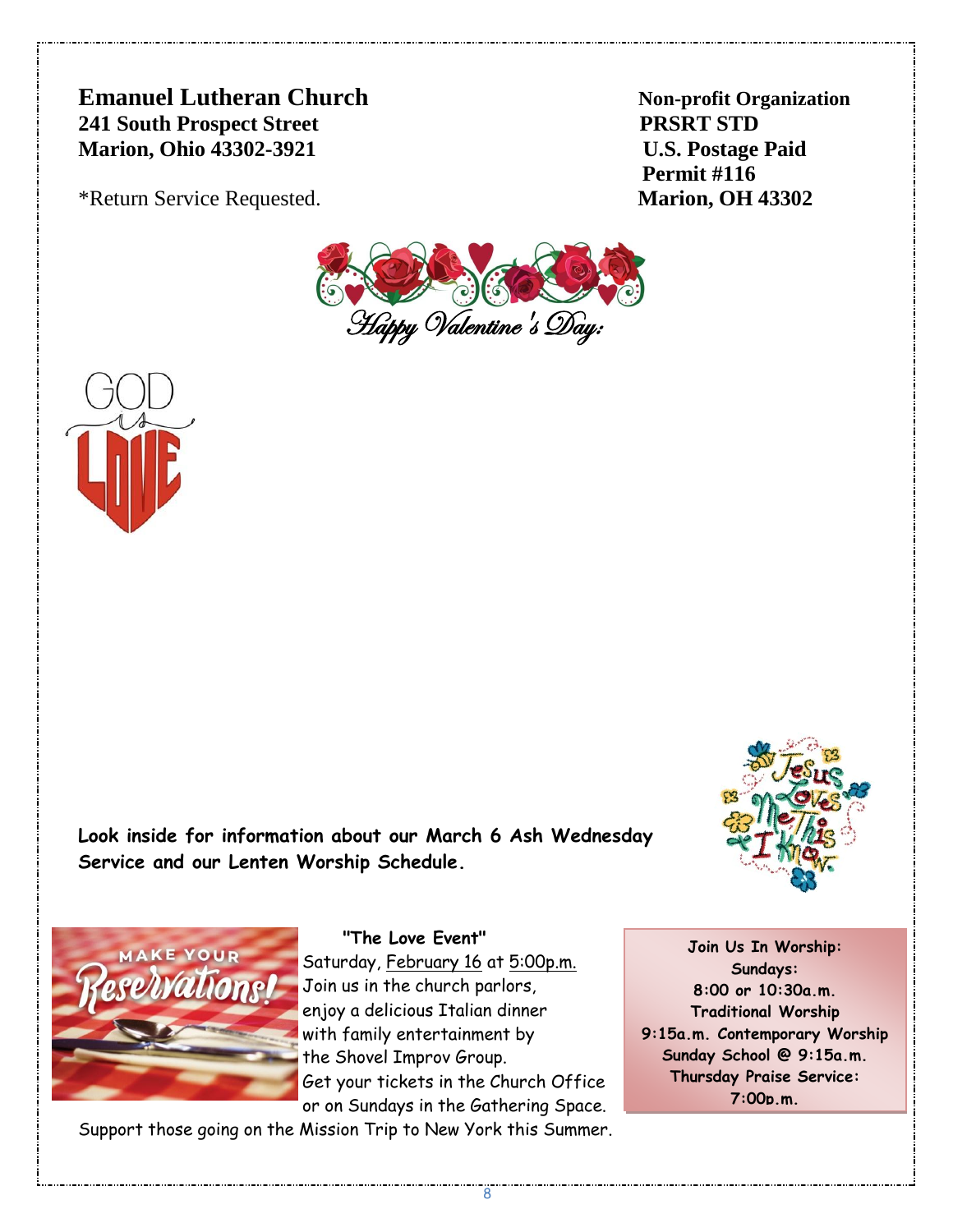**Emanuel Lutheran Church**
**241 South Prospect Street**
**Marion, Ohio 43302-3921**

*Return Service Requested.

**Non-profit Organization**
**PRSRT STD**
**U.S. Postage Paid**
**Permit #116**
**Marion, OH 43302**

Happy Valentine's Day:

GOD is LOVE

**Look inside for information about our March 6 Ash Wednesday Service and our Lenten Worship Schedule.**

Jesus Loves Me This I Know.

MAKE YOUR Reservations!

**"The Love Event"**

Saturday, February 16 at 5:00p.m.
Join us in the church parlors, enjoy a delicious Italian dinner with family entertainment by the Shovel Improv Group.
Get your tickets in the Church Office or on Sundays in the Gathering Space.
Support those going on the Mission Trip to New York this Summer.

**Join Us In Worship:**
**Sundays:**
**8:00 or 10:30a.m.**
**Traditional Worship**
**9:15a.m. Contemporary Worship**
**Sunday School @ 9:15a.m.**
**Thursday Praise Service:**
**7:00p.m.**